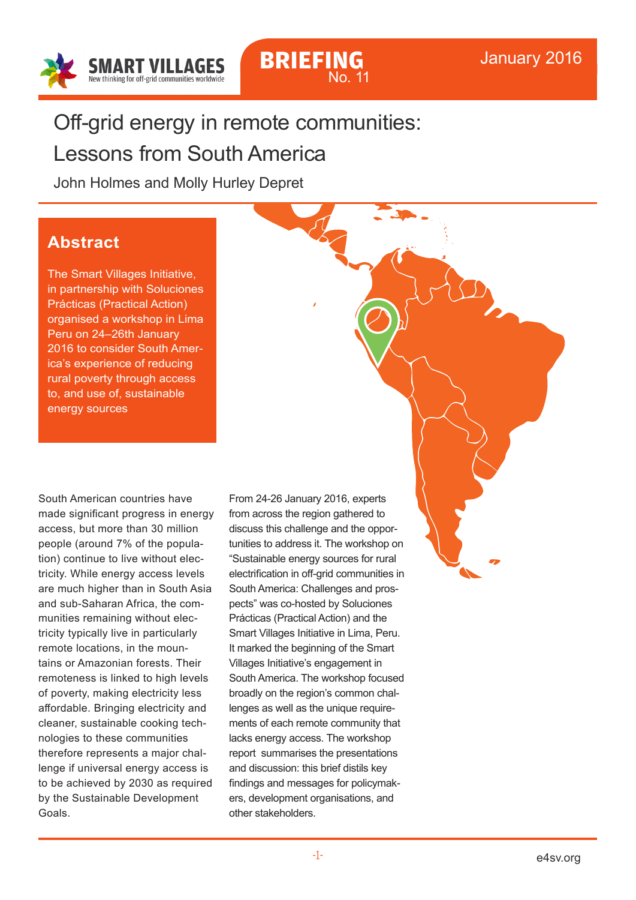SMART VILLAGES
New thinking for off-grid communities worldwide

**BRIEFING** No. 11

January 2016

# Off-grid energy in remote communities: Lessons from South America

John Holmes and Molly Hurley Depret

## Abstract

The Smart Villages Initiative, in partnership with Soluciones Prácticas (Practical Action) organised a workshop in Lima Peru on 24–26th January 2016 to consider South America's experience of reducing rural poverty through access to, and use of, sustainable energy sources

South American countries have made significant progress in energy access, but more than 30 million people (around 7% of the population) continue to live without electricity. While energy access levels are much higher than in South Asia and sub-Saharan Africa, the communities remaining without electricity typically live in particularly remote locations, in the mountains or Amazonian forests. Their remoteness is linked to high levels of poverty, making electricity less affordable. Bringing electricity and cleaner, sustainable cooking technologies to these communities therefore represents a major challenge if universal energy access is to be achieved by 2030 as required by the Sustainable Development Goals.

From 24-26 January 2016, experts from across the region gathered to discuss this challenge and the opportunities to address it. The workshop on "Sustainable energy sources for rural electrification in off-grid communities in South America: Challenges and prospects" was co-hosted by Soluciones Prácticas (Practical Action) and the Smart Villages Initiative in Lima, Peru. It marked the beginning of the Smart Villages Initiative's engagement in South America. The workshop focused broadly on the region's common challenges as well as the unique requirements of each remote community that lacks energy access. The workshop report summarises the presentations and discussion: this brief distils key findings and messages for policymakers, development organisations, and other stakeholders.

e4sv.org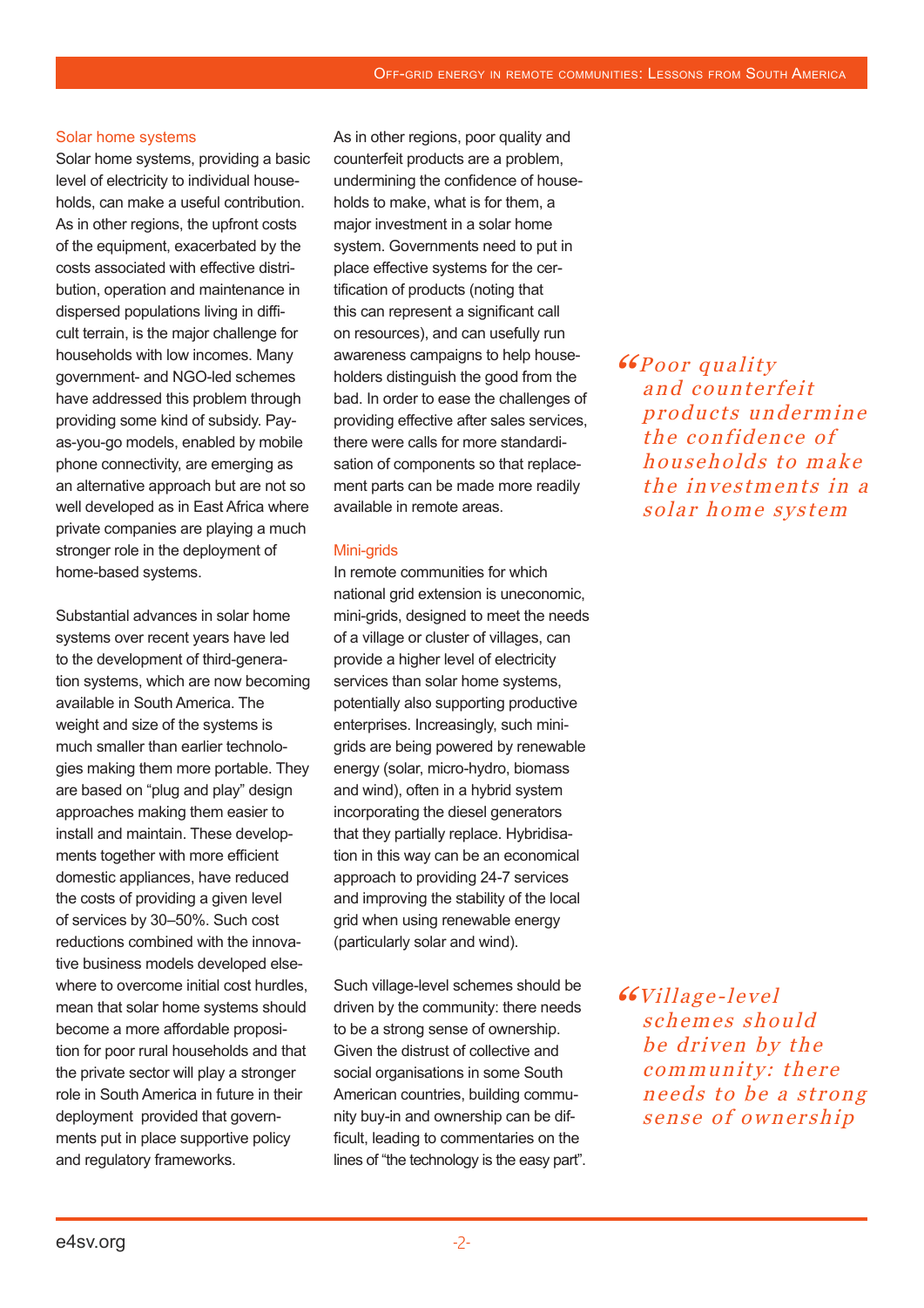### Solar home systems

Solar home systems, providing a basic level of electricity to individual households, can make a useful contribution. As in other regions, the upfront costs of the equipment, exacerbated by the costs associated with effective distribution, operation and maintenance in dispersed populations living in difficult terrain, is the major challenge for households with low incomes. Many government- and NGO-led schemes have addressed this problem through providing some kind of subsidy. Pay-as-you-go models, enabled by mobile phone connectivity, are emerging as an alternative approach but are not so well developed as in East Africa where private companies are playing a much stronger role in the deployment of home-based systems.

Substantial advances in solar home systems over recent years have led to the development of third-generation systems, which are now becoming available in South America. The weight and size of the systems is much smaller than earlier technologies making them more portable. They are based on "plug and play" design approaches making them easier to install and maintain. These developments together with more efficient domestic appliances, have reduced the costs of providing a given level of services by 30–50%. Such cost reductions combined with the innovative business models developed elsewhere to overcome initial cost hurdles, mean that solar home systems should become a more affordable proposition for poor rural households and that the private sector will play a stronger role in South America in future in their deployment provided that governments put in place supportive policy and regulatory frameworks.

As in other regions, poor quality and counterfeit products are a problem, undermining the confidence of households to make, what is for them, a major investment in a solar home system. Governments need to put in place effective systems for the certification of products (noting that this can represent a significant call on resources), and can usefully run awareness campaigns to help householders distinguish the good from the bad. In order to ease the challenges of providing effective after sales services, there were calls for more standardisation of components so that replacement parts can be made more readily available in remote areas.

> *"Poor quality and counterfeit products undermine the confidence of households to make the investments in a solar home system*

### Mini-grids

In remote communities for which national grid extension is uneconomic, mini-grids, designed to meet the needs of a village or cluster of villages, can provide a higher level of electricity services than solar home systems, potentially also supporting productive enterprises. Increasingly, such mini-grids are being powered by renewable energy (solar, micro-hydro, biomass and wind), often in a hybrid system incorporating the diesel generators that they partially replace. Hybridisation in this way can be an economical approach to providing 24-7 services and improving the stability of the local grid when using renewable energy (particularly solar and wind).

Such village-level schemes should be driven by the community: there needs to be a strong sense of ownership. Given the distrust of collective and social organisations in some South American countries, building community buy-in and ownership can be difficult, leading to commentaries on the lines of "the technology is the easy part".

> *"Village-level schemes should be driven by the community: there needs to be a strong sense of ownership*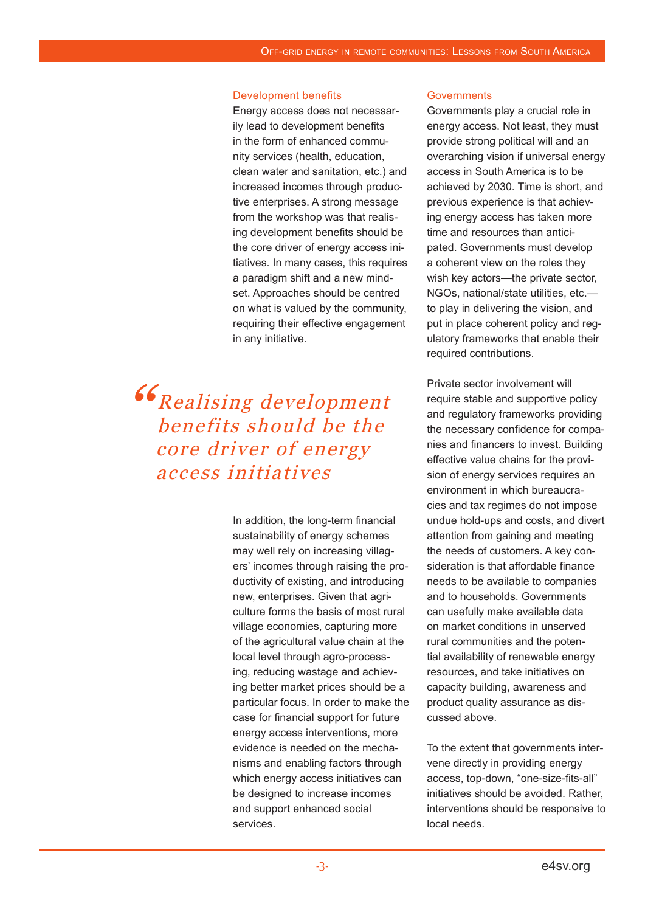### Development benefits

Energy access does not necessarily lead to development benefits in the form of enhanced community services (health, education, clean water and sanitation, etc.) and increased incomes through productive enterprises. A strong message from the workshop was that realising development benefits should be the core driver of energy access initiatives. In many cases, this requires a paradigm shift and a new mindset. Approaches should be centred on what is valued by the community, requiring their effective engagement in any initiative.

> *"Realising development benefits should be the core driver of energy access initiatives*

In addition, the long-term financial sustainability of energy schemes may well rely on increasing villagers' incomes through raising the productivity of existing, and introducing new, enterprises. Given that agriculture forms the basis of most rural village economies, capturing more of the agricultural value chain at the local level through agro-processing, reducing wastage and achieving better market prices should be a particular focus. In order to make the case for financial support for future energy access interventions, more evidence is needed on the mechanisms and enabling factors through which energy access initiatives can be designed to increase incomes and support enhanced social services.

### Governments

Governments play a crucial role in energy access. Not least, they must provide strong political will and an overarching vision if universal energy access in South America is to be achieved by 2030. Time is short, and previous experience is that achieving energy access has taken more time and resources than anticipated. Governments must develop a coherent view on the roles they wish key actors—the private sector, NGOs, national/state utilities, etc.—to play in delivering the vision, and put in place coherent policy and regulatory frameworks that enable their required contributions.

Private sector involvement will require stable and supportive policy and regulatory frameworks providing the necessary confidence for companies and financers to invest. Building effective value chains for the provision of energy services requires an environment in which bureaucracies and tax regimes do not impose undue hold-ups and costs, and divert attention from gaining and meeting the needs of customers. A key consideration is that affordable finance needs to be available to companies and to households. Governments can usefully make available data on market conditions in unserved rural communities and the potential availability of renewable energy resources, and take initiatives on capacity building, awareness and product quality assurance as discussed above.

To the extent that governments intervene directly in providing energy access, top-down, "one-size-fits-all" initiatives should be avoided. Rather, interventions should be responsive to local needs.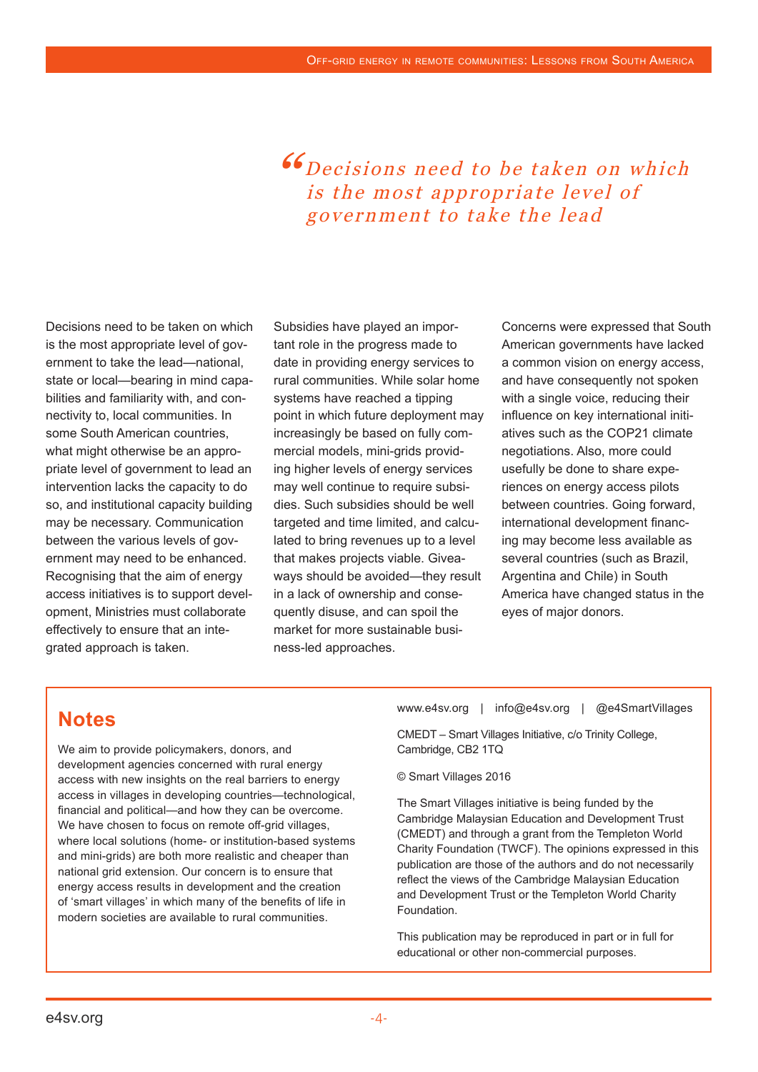> *Decisions need to be taken on which is the most appropriate level of government to take the lead*

Decisions need to be taken on which is the most appropriate level of government to take the lead—national, state or local—bearing in mind capabilities and familiarity with, and connectivity to, local communities. In some South American countries, what might otherwise be an appropriate level of government to lead an intervention lacks the capacity to do so, and institutional capacity building may be necessary. Communication between the various levels of government may need to be enhanced. Recognising that the aim of energy access initiatives is to support development, Ministries must collaborate effectively to ensure that an integrated approach is taken.

Subsidies have played an important role in the progress made to date in providing energy services to rural communities. While solar home systems have reached a tipping point in which future deployment may increasingly be based on fully commercial models, mini-grids providing higher levels of energy services may well continue to require subsidies. Such subsidies should be well targeted and time limited, and calculated to bring revenues up to a level that makes projects viable. Giveaways should be avoided—they result in a lack of ownership and consequently disuse, and can spoil the market for more sustainable business-led approaches.

Concerns were expressed that South American governments have lacked a common vision on energy access, and have consequently not spoken with a single voice, reducing their influence on key international initiatives such as the COP21 climate negotiations. Also, more could usefully be done to share experiences on energy access pilots between countries. Going forward, international development financing may become less available as several countries (such as Brazil, Argentina and Chile) in South America have changed status in the eyes of major donors.

## Notes

We aim to provide policymakers, donors, and development agencies concerned with rural energy access with new insights on the real barriers to energy access in villages in developing countries—technological, financial and political—and how they can be overcome. We have chosen to focus on remote off-grid villages, where local solutions (home- or institution-based systems and mini-grids) are both more realistic and cheaper than national grid extension. Our concern is to ensure that energy access results in development and the creation of 'smart villages' in which many of the benefits of life in modern societies are available to rural communities.

www.e4sv.org | info@e4sv.org | @e4SmartVillages

CMEDT – Smart Villages Initiative, c/o Trinity College, Cambridge, CB2 1TQ

© Smart Villages 2016

The Smart Villages initiative is being funded by the Cambridge Malaysian Education and Development Trust (CMEDT) and through a grant from the Templeton World Charity Foundation (TWCF). The opinions expressed in this publication are those of the authors and do not necessarily reflect the views of the Cambridge Malaysian Education and Development Trust or the Templeton World Charity Foundation.

This publication may be reproduced in part or in full for educational or other non-commercial purposes.